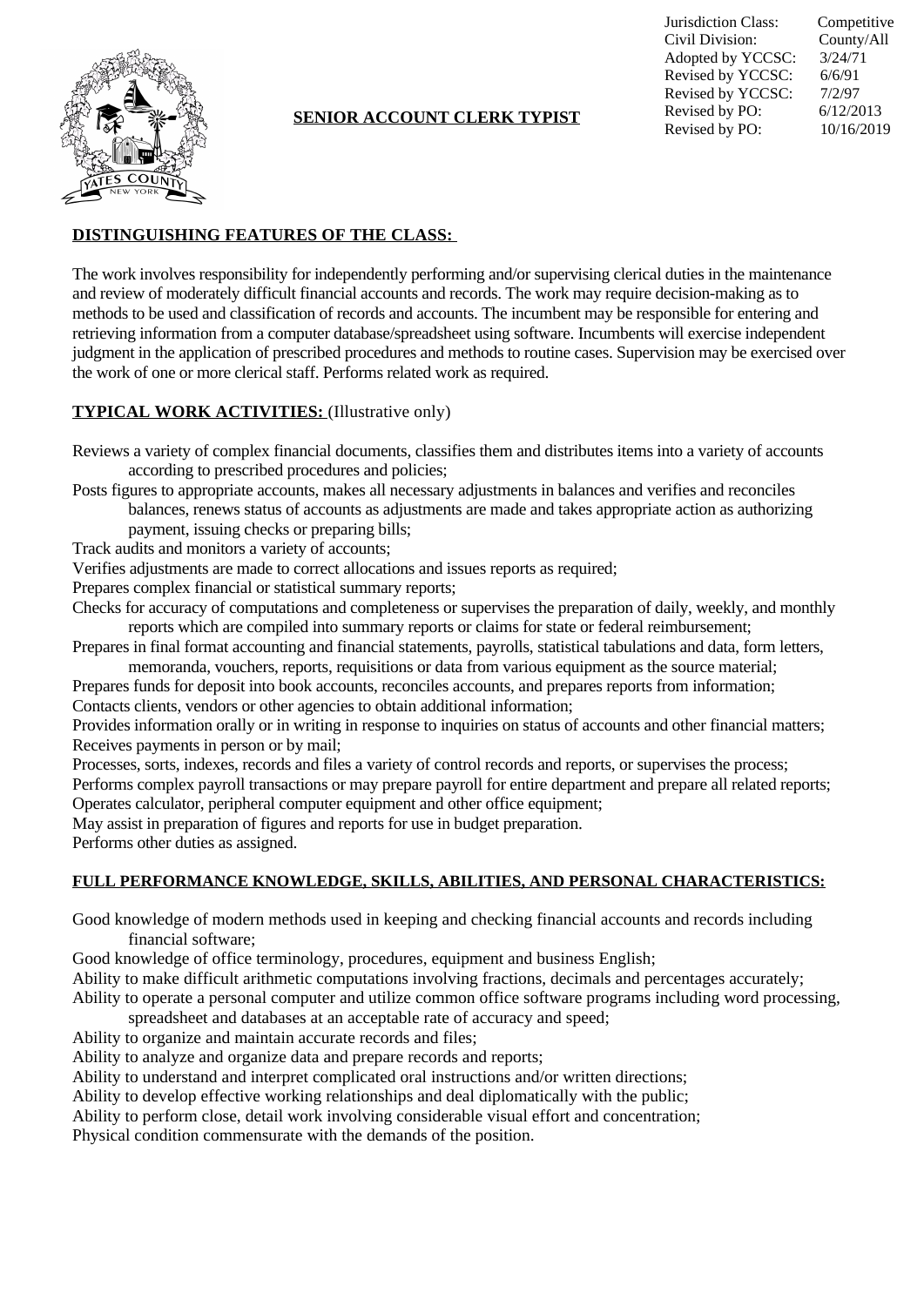| Jurisdiction Class: | Competitive |
|---|---|
| Civil Division: | County/All |
| Adopted by YCCSC: | 3/24/71 |
| Revised by YCCSC: | 6/6/91 |
| Revised by YCCSC: | 7/2/97 |
| Revised by PO: | 6/12/2013 |
| Revised by PO: | 10/16/2019 |

# SENIOR ACCOUNT CLERK TYPIST

## DISTINGUISHING FEATURES OF THE CLASS:

The work involves responsibility for independently performing and/or supervising clerical duties in the maintenance and review of moderately difficult financial accounts and records. The work may require decision-making as to methods to be used and classification of records and accounts. The incumbent may be responsible for entering and retrieving information from a computer database/spreadsheet using software. Incumbents will exercise independent judgment in the application of prescribed procedures and methods to routine cases. Supervision may be exercised over the work of one or more clerical staff. Performs related work as required.

## TYPICAL WORK ACTIVITIES: (Illustrative only)

Reviews a variety of complex financial documents, classifies them and distributes items into a variety of accounts according to prescribed procedures and policies;

Posts figures to appropriate accounts, makes all necessary adjustments in balances and verifies and reconciles balances, renews status of accounts as adjustments are made and takes appropriate action as authorizing payment, issuing checks or preparing bills;

Track audits and monitors a variety of accounts;

Verifies adjustments are made to correct allocations and issues reports as required;

Prepares complex financial or statistical summary reports;

Checks for accuracy of computations and completeness or supervises the preparation of daily, weekly, and monthly reports which are compiled into summary reports or claims for state or federal reimbursement;

Prepares in final format accounting and financial statements, payrolls, statistical tabulations and data, form letters, memoranda, vouchers, reports, requisitions or data from various equipment as the source material;

Prepares funds for deposit into book accounts, reconciles accounts, and prepares reports from information;

Contacts clients, vendors or other agencies to obtain additional information;

Provides information orally or in writing in response to inquiries on status of accounts and other financial matters;

Receives payments in person or by mail;

Processes, sorts, indexes, records and files a variety of control records and reports, or supervises the process;

Performs complex payroll transactions or may prepare payroll for entire department and prepare all related reports;

Operates calculator, peripheral computer equipment and other office equipment;

May assist in preparation of figures and reports for use in budget preparation.

Performs other duties as assigned.

## FULL PERFORMANCE KNOWLEDGE, SKILLS, ABILITIES, AND PERSONAL CHARACTERISTICS:

Good knowledge of modern methods used in keeping and checking financial accounts and records including financial software;

Good knowledge of office terminology, procedures, equipment and business English;

Ability to make difficult arithmetic computations involving fractions, decimals and percentages accurately;

Ability to operate a personal computer and utilize common office software programs including word processing, spreadsheet and databases at an acceptable rate of accuracy and speed;

Ability to organize and maintain accurate records and files;

Ability to analyze and organize data and prepare records and reports;

Ability to understand and interpret complicated oral instructions and/or written directions;

Ability to develop effective working relationships and deal diplomatically with the public;

Ability to perform close, detail work involving considerable visual effort and concentration;

Physical condition commensurate with the demands of the position.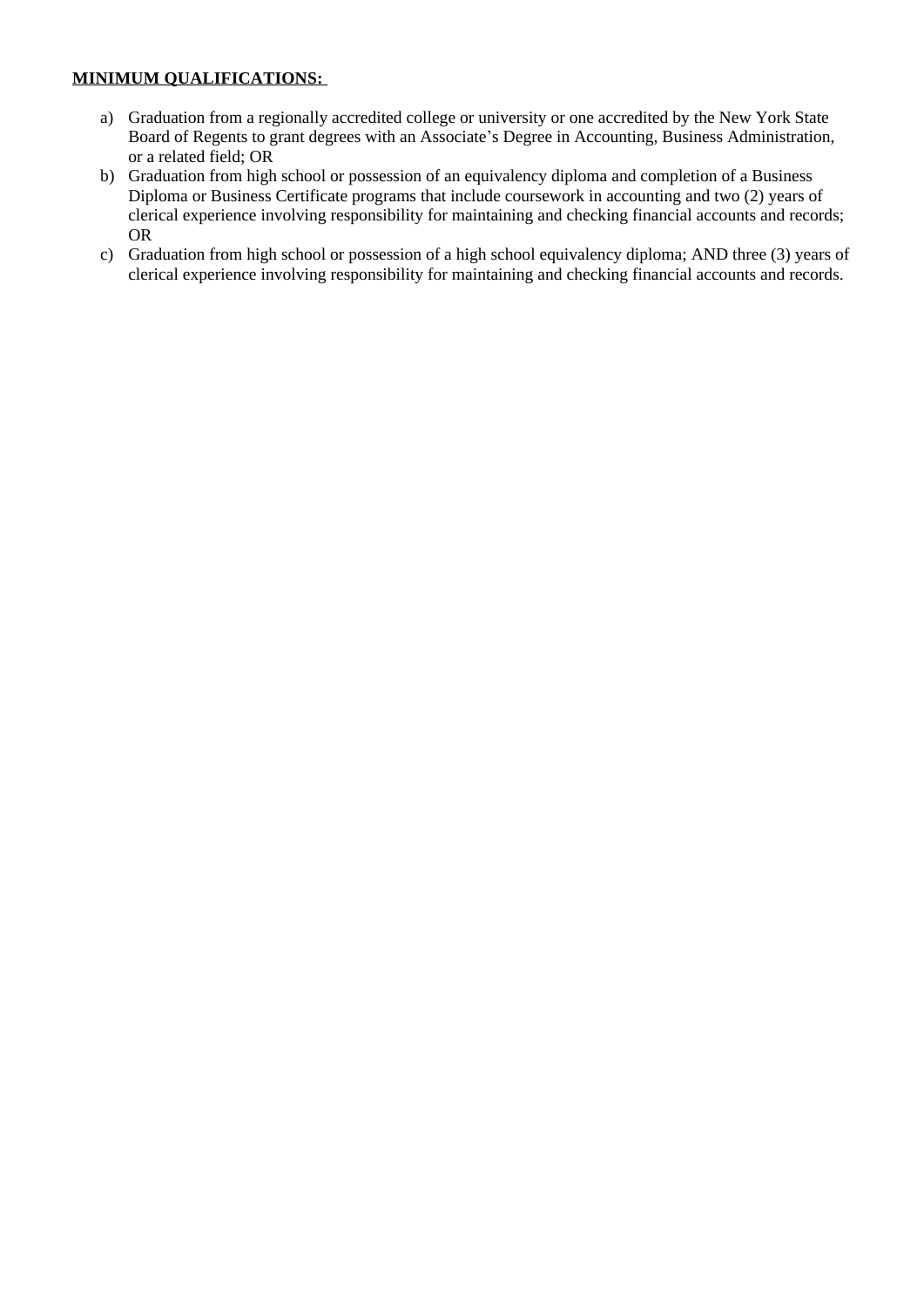**MINIMUM QUALIFICATIONS:**

a) Graduation from a regionally accredited college or university or one accredited by the New York State Board of Regents to grant degrees with an Associate's Degree in Accounting, Business Administration, or a related field; OR

b) Graduation from high school or possession of an equivalency diploma and completion of a Business Diploma or Business Certificate programs that include coursework in accounting and two (2) years of clerical experience involving responsibility for maintaining and checking financial accounts and records; OR

c) Graduation from high school or possession of a high school equivalency diploma; AND three (3) years of clerical experience involving responsibility for maintaining and checking financial accounts and records.